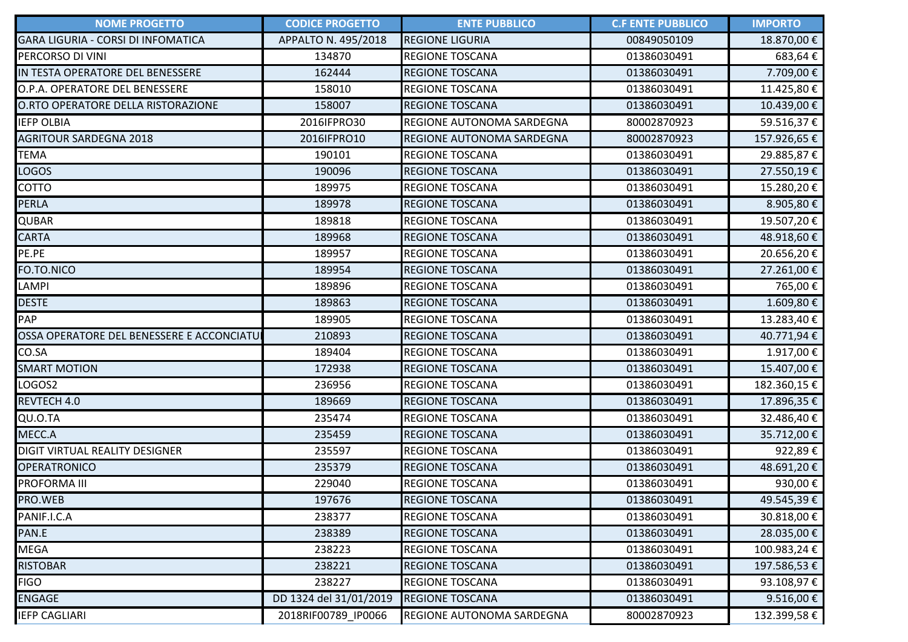| NOME PROGETTO | CODICE PROGETTO | ENTE PUBBLICO | C.F ENTE PUBBLICO | IMPORTO |
|---|---|---|---|---|
| GARA LIGURIA - CORSI DI INFOMATICA | APPALTO N. 495/2018 | REGIONE LIGURIA | 00849050109 | 18.870,00 € |
| PERCORSO DI VINI | 134870 | REGIONE TOSCANA | 01386030491 | 683,64 € |
| IN TESTA OPERATORE DEL BENESSERE | 162444 | REGIONE TOSCANA | 01386030491 | 7.709,00 € |
| O.P.A. OPERATORE DEL BENESSERE | 158010 | REGIONE TOSCANA | 01386030491 | 11.425,80 € |
| O.RTO OPERATORE DELLA RISTORAZIONE | 158007 | REGIONE TOSCANA | 01386030491 | 10.439,00 € |
| IEFP OLBIA | 2016IFPRO30 | REGIONE AUTONOMA SARDEGNA | 80002870923 | 59.516,37 € |
| AGRITOUR SARDEGNA 2018 | 2016IFPRO10 | REGIONE AUTONOMA SARDEGNA | 80002870923 | 157.926,65 € |
| TEMA | 190101 | REGIONE TOSCANA | 01386030491 | 29.885,87 € |
| LOGOS | 190096 | REGIONE TOSCANA | 01386030491 | 27.550,19 € |
| COTTO | 189975 | REGIONE TOSCANA | 01386030491 | 15.280,20 € |
| PERLA | 189978 | REGIONE TOSCANA | 01386030491 | 8.905,80 € |
| QUBAR | 189818 | REGIONE TOSCANA | 01386030491 | 19.507,20 € |
| CARTA | 189968 | REGIONE TOSCANA | 01386030491 | 48.918,60 € |
| PE.PE | 189957 | REGIONE TOSCANA | 01386030491 | 20.656,20 € |
| FO.TO.NICO | 189954 | REGIONE TOSCANA | 01386030491 | 27.261,00 € |
| LAMPI | 189896 | REGIONE TOSCANA | 01386030491 | 765,00 € |
| DESTE | 189863 | REGIONE TOSCANA | 01386030491 | 1.609,80 € |
| PAP | 189905 | REGIONE TOSCANA | 01386030491 | 13.283,40 € |
| OSSA OPERATORE DEL BENESSERE E ACCONCIATU | 210893 | REGIONE TOSCANA | 01386030491 | 40.771,94 € |
| CO.SA | 189404 | REGIONE TOSCANA | 01386030491 | 1.917,00 € |
| SMART MOTION | 172938 | REGIONE TOSCANA | 01386030491 | 15.407,00 € |
| LOGOS2 | 236956 | REGIONE TOSCANA | 01386030491 | 182.360,15 € |
| REVTECH 4.0 | 189669 | REGIONE TOSCANA | 01386030491 | 17.896,35 € |
| QU.O.TA | 235474 | REGIONE TOSCANA | 01386030491 | 32.486,40 € |
| MECC.A | 235459 | REGIONE TOSCANA | 01386030491 | 35.712,00 € |
| DIGIT VIRTUAL REALITY DESIGNER | 235597 | REGIONE TOSCANA | 01386030491 | 922,89 € |
| OPERATRONICO | 235379 | REGIONE TOSCANA | 01386030491 | 48.691,20 € |
| PROFORMA III | 229040 | REGIONE TOSCANA | 01386030491 | 930,00 € |
| PRO.WEB | 197676 | REGIONE TOSCANA | 01386030491 | 49.545,39 € |
| PANIF.I.C.A | 238377 | REGIONE TOSCANA | 01386030491 | 30.818,00 € |
| PAN.E | 238389 | REGIONE TOSCANA | 01386030491 | 28.035,00 € |
| MEGA | 238223 | REGIONE TOSCANA | 01386030491 | 100.983,24 € |
| RISTOBAR | 238221 | REGIONE TOSCANA | 01386030491 | 197.586,53 € |
| FIGO | 238227 | REGIONE TOSCANA | 01386030491 | 93.108,97 € |
| ENGAGE | DD 1324 del 31/01/2019 | REGIONE TOSCANA | 01386030491 | 9.516,00 € |
| IEFP CAGLIARI | 2018RIF00789_IP0066 | REGIONE AUTONOMA SARDEGNA | 80002870923 | 132.399,58 € |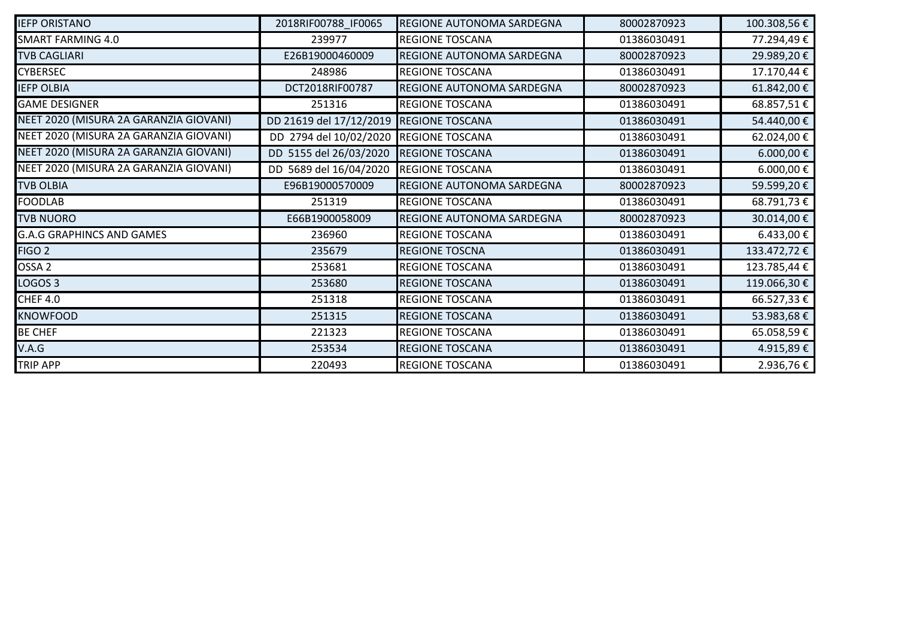| | | | | |
|---|---|---|---|---|
| IEFP ORISTANO | 2018RIF00788_IF0065 | REGIONE AUTONOMA SARDEGNA | 80002870923 | 100.308,56 € |
| SMART FARMING 4.0 | 239977 | REGIONE TOSCANA | 01386030491 | 77.294,49 € |
| TVB CAGLIARI | E26B19000460009 | REGIONE AUTONOMA SARDEGNA | 80002870923 | 29.989,20 € |
| CYBERSEC | 248986 | REGIONE TOSCANA | 01386030491 | 17.170,44 € |
| IEFP OLBIA | DCT2018RIF00787 | REGIONE AUTONOMA SARDEGNA | 80002870923 | 61.842,00 € |
| GAME DESIGNER | 251316 | REGIONE TOSCANA | 01386030491 | 68.857,51 € |
| NEET 2020 (MISURA 2A GARANZIA GIOVANI) | DD 21619 del 17/12/2019 | REGIONE TOSCANA | 01386030491 | 54.440,00 € |
| NEET 2020 (MISURA 2A GARANZIA GIOVANI) | DD 2794 del 10/02/2020 | REGIONE TOSCANA | 01386030491 | 62.024,00 € |
| NEET 2020 (MISURA 2A GARANZIA GIOVANI) | DD 5155 del 26/03/2020 | REGIONE TOSCANA | 01386030491 | 6.000,00 € |
| NEET 2020 (MISURA 2A GARANZIA GIOVANI) | DD 5689 del 16/04/2020 | REGIONE TOSCANA | 01386030491 | 6.000,00 € |
| TVB OLBIA | E96B19000570009 | REGIONE AUTONOMA SARDEGNA | 80002870923 | 59.599,20 € |
| FOODLAB | 251319 | REGIONE TOSCANA | 01386030491 | 68.791,73 € |
| TVB NUORO | E66B1900058009 | REGIONE AUTONOMA SARDEGNA | 80002870923 | 30.014,00 € |
| G.A.G GRAPHINCS AND GAMES | 236960 | REGIONE TOSCANA | 01386030491 | 6.433,00 € |
| FIGO 2 | 235679 | REGIONE TOSCNA | 01386030491 | 133.472,72 € |
| OSSA 2 | 253681 | REGIONE TOSCANA | 01386030491 | 123.785,44 € |
| LOGOS 3 | 253680 | REGIONE TOSCANA | 01386030491 | 119.066,30 € |
| CHEF 4.0 | 251318 | REGIONE TOSCANA | 01386030491 | 66.527,33 € |
| KNOWFOOD | 251315 | REGIONE TOSCANA | 01386030491 | 53.983,68 € |
| BE CHEF | 221323 | REGIONE TOSCANA | 01386030491 | 65.058,59 € |
| V.A.G | 253534 | REGIONE TOSCANA | 01386030491 | 4.915,89 € |
| TRIP APP | 220493 | REGIONE TOSCANA | 01386030491 | 2.936,76 € |